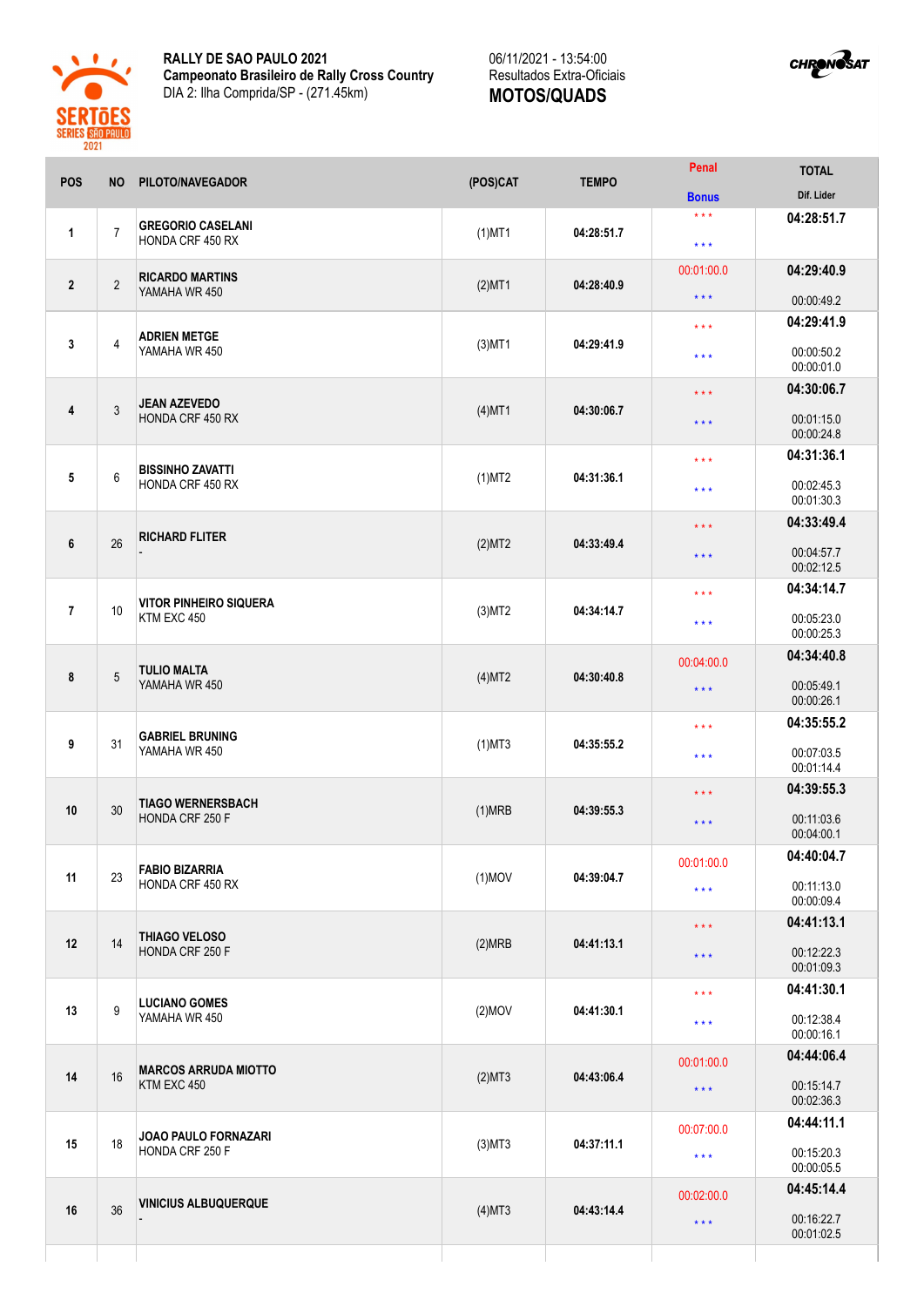**RALLY DE SAO PAULO 2021**
**Campeonato Brasileiro de Rally Cross Country**
DIA 2: Ilha Comprida/SP - (271.45km)

06/11/2021 - 13:54:00
Resultados Extra-Oficiais
**MOTOS/QUADS**

| POS | NO | PILOTO/NAVEGADOR | (POS)CAT | TEMPO | Penal / Bonus | TOTAL / Dif. Lider |
|---|---|---|---|---|---|---|
| 1 | 7 | **GREGORIO CASELANI** HONDA CRF 450 RX | (1)MT1 | 04:28:51.7 | * * * / * * * | **04:28:51.7** |
| 2 | 2 | **RICARDO MARTINS** YAMAHA WR 450 | (2)MT1 | 04:28:40.9 | 00:01:00.0 / * * * | **04:29:40.9** 00:00:49.2 |
| 3 | 4 | **ADRIEN METGE** YAMAHA WR 450 | (3)MT1 | 04:29:41.9 | * * * / * * * | **04:29:41.9** 00:00:50.2 00:00:01.0 |
| 4 | 3 | **JEAN AZEVEDO** HONDA CRF 450 RX | (4)MT1 | 04:30:06.7 | * * * / * * * | **04:30:06.7** 00:01:15.0 00:00:24.8 |
| 5 | 6 | **BISSINHO ZAVATTI** HONDA CRF 450 RX | (1)MT2 | 04:31:36.1 | * * * / * * * | **04:31:36.1** 00:02:45.3 00:01:30.3 |
| 6 | 26 | **RICHARD FLITER** - | (2)MT2 | 04:33:49.4 | * * * / * * * | **04:33:49.4** 00:04:57.7 00:02:12.5 |
| 7 | 10 | **VITOR PINHEIRO SIQUERA** KTM EXC 450 | (3)MT2 | 04:34:14.7 | * * * / * * * | **04:34:14.7** 00:05:23.0 00:00:25.3 |
| 8 | 5 | **TULIO MALTA** YAMAHA WR 450 | (4)MT2 | 04:30:40.8 | 00:04:00.0 / * * * | **04:34:40.8** 00:05:49.1 00:00:26.1 |
| 9 | 31 | **GABRIEL BRUNING** YAMAHA WR 450 | (1)MT3 | 04:35:55.2 | * * * / * * * | **04:35:55.2** 00:07:03.5 00:01:14.4 |
| 10 | 30 | **TIAGO WERNERSBACH** HONDA CRF 250 F | (1)MRB | 04:39:55.3 | * * * / * * * | **04:39:55.3** 00:11:03.6 00:04:00.1 |
| 11 | 23 | **FABIO BIZARRIA** HONDA CRF 450 RX | (1)MOV | 04:39:04.7 | 00:01:00.0 / * * * | **04:40:04.7** 00:11:13.0 00:00:09.4 |
| 12 | 14 | **THIAGO VELOSO** HONDA CRF 250 F | (2)MRB | 04:41:13.1 | * * * / * * * | **04:41:13.1** 00:12:22.3 00:01:09.3 |
| 13 | 9 | **LUCIANO GOMES** YAMAHA WR 450 | (2)MOV | 04:41:30.1 | * * * / * * * | **04:41:30.1** 00:12:38.4 00:00:16.1 |
| 14 | 16 | **MARCOS ARRUDA MIOTTO** KTM EXC 450 | (2)MT3 | 04:43:06.4 | 00:01:00.0 / * * * | **04:44:06.4** 00:15:14.7 00:02:36.3 |
| 15 | 18 | **JOAO PAULO FORNAZARI** HONDA CRF 250 F | (3)MT3 | 04:37:11.1 | 00:07:00.0 / * * * | **04:44:11.1** 00:15:20.3 00:00:05.5 |
| 16 | 36 | **VINICIUS ALBUQUERQUE** - | (4)MT3 | 04:43:14.4 | 00:02:00.0 / * * * | **04:45:14.4** 00:16:22.7 00:01:02.5 |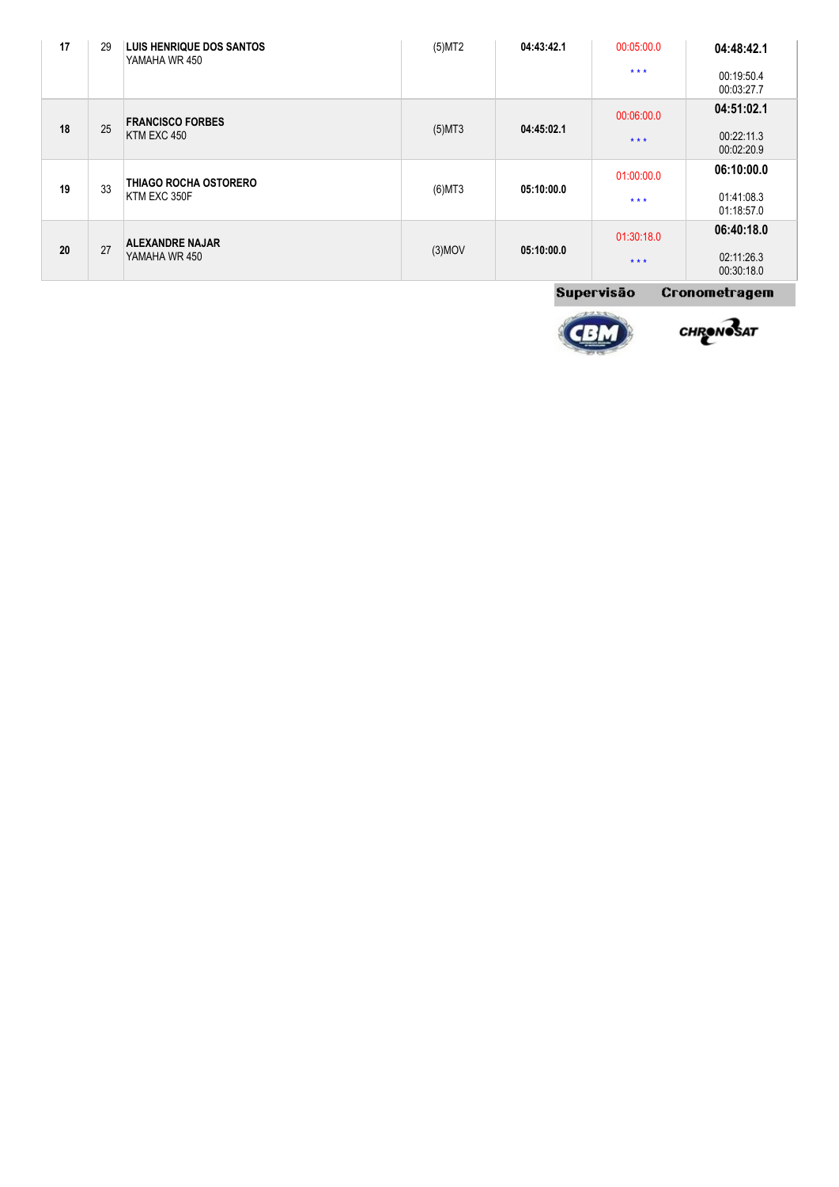| | | | | | | |
|---|---|---|---|---|---|---|
| 17 | 29 | **LUIS HENRIQUE DOS SANTOS**<br>YAMAHA WR 450 | (5)MT2 | **04:43:42.1** | 00:05:00.0<br>* * * | **04:48:42.1**<br>00:19:50.4<br>00:03:27.7 |
| 18 | 25 | **FRANCISCO FORBES**<br>KTM EXC 450 | (5)MT3 | **04:45:02.1** | 00:06:00.0<br>* * * | **04:51:02.1**<br>00:22:11.3<br>00:02:20.9 |
| 19 | 33 | **THIAGO ROCHA OSTORERO**<br>KTM EXC 350F | (6)MT3 | **05:10:00.0** | 01:00:00.0<br>* * * | **06:10:00.0**<br>01:41:08.3<br>01:18:57.0 |
| 20 | 27 | **ALEXANDRE NAJAR**<br>YAMAHA WR 450 | (3)MOV | **05:10:00.0** | 01:30:18.0<br>* * * | **06:40:18.0**<br>02:11:26.3<br>00:30:18.0 |

**Supervisão** **Cronometragem**

CBM CHRONOSAT